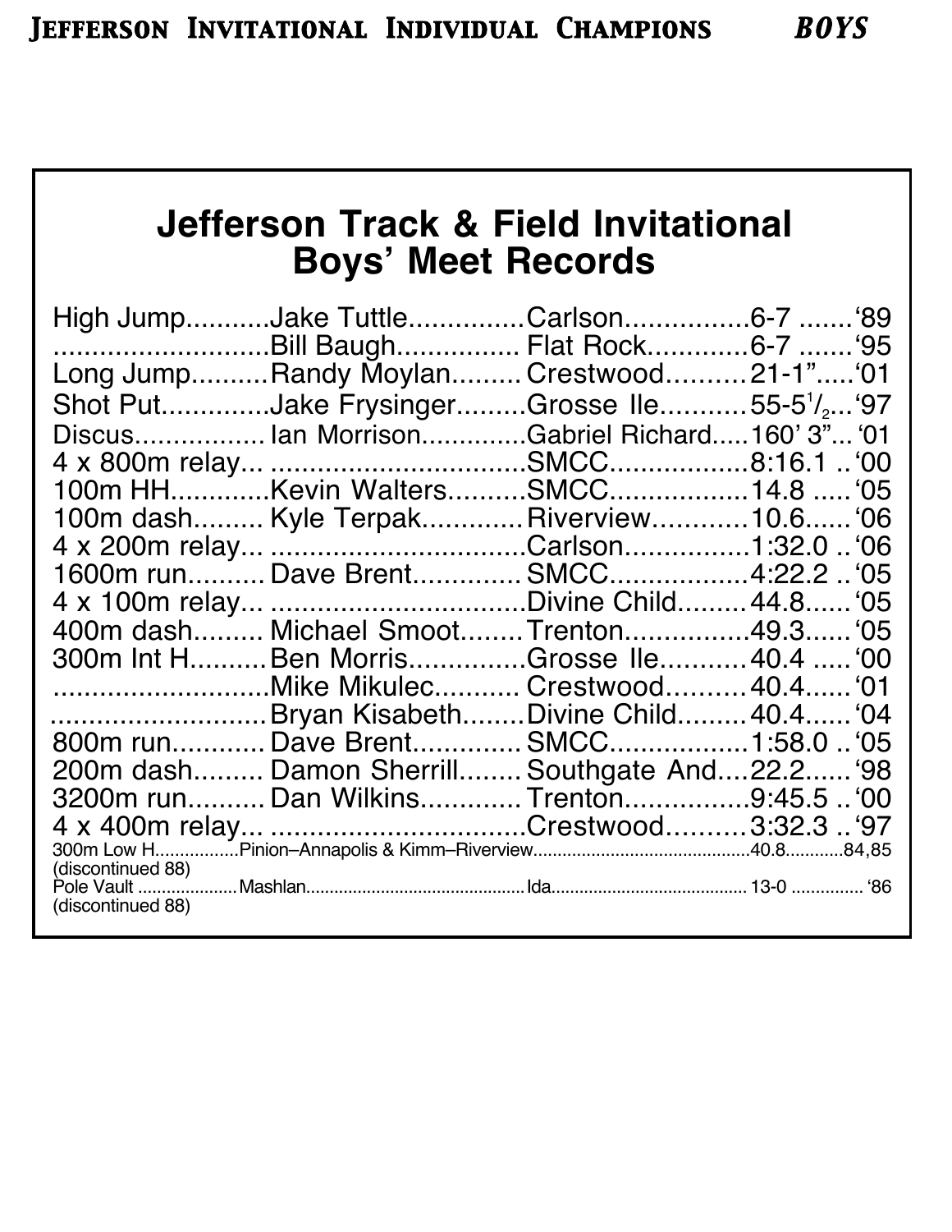# Jefferson Track & Field Invitational Boys' Meet Records

| Event | Athlete | School | Mark | Year |
|---|---|---|---|---|
| High Jump | Jake Tuttle | Carlson | 6-7 | '89 |
| | Bill Baugh | Flat Rock | 6-7 | '95 |
| Long Jump | Randy Moylan | Crestwood | 21-1" | '01 |
| Shot Put | Jake Frysinger | Grosse Ile | 55-5 1/2 | '97 |
| Discus | Ian Morrison | Gabriel Richard | 160' 3" | '01 |
| 4 x 800m relay | | SMCC | 8:16.1 | '00 |
| 100m HH | Kevin Walters | SMCC | 14.8 | '05 |
| 100m dash | Kyle Terpak | Riverview | 10.6 | '06 |
| 4 x 200m relay | | Carlson | 1:32.0 | '06 |
| 1600m run | Dave Brent | SMCC | 4:22.2 | '05 |
| 4 x 100m relay | | Divine Child | 44.8 | '05 |
| 400m dash | Michael Smoot | Trenton | 49.3 | '05 |
| 300m Int H | Ben Morris | Grosse Ile | 40.4 | '00 |
| | Mike Mikulec | Crestwood | 40.4 | '01 |
| | Bryan Kisabeth | Divine Child | 40.4 | '04 |
| 800m run | Dave Brent | SMCC | 1:58.0 | '05 |
| 200m dash | Damon Sherrill | Southgate And | 22.2 | '98 |
| 3200m run | Dan Wilkins | Trenton | 9:45.5 | '00 |
| 4 x 400m relay | | Crestwood | 3:32.3 | '97 |
| 300m Low H (discontinued 88) | Pinion–Annapolis & Kimm–Riverview | | 40.8 | 84,85 |
| Pole Vault (discontinued 88) | Mashlan | Ida | 13-0 | '86 |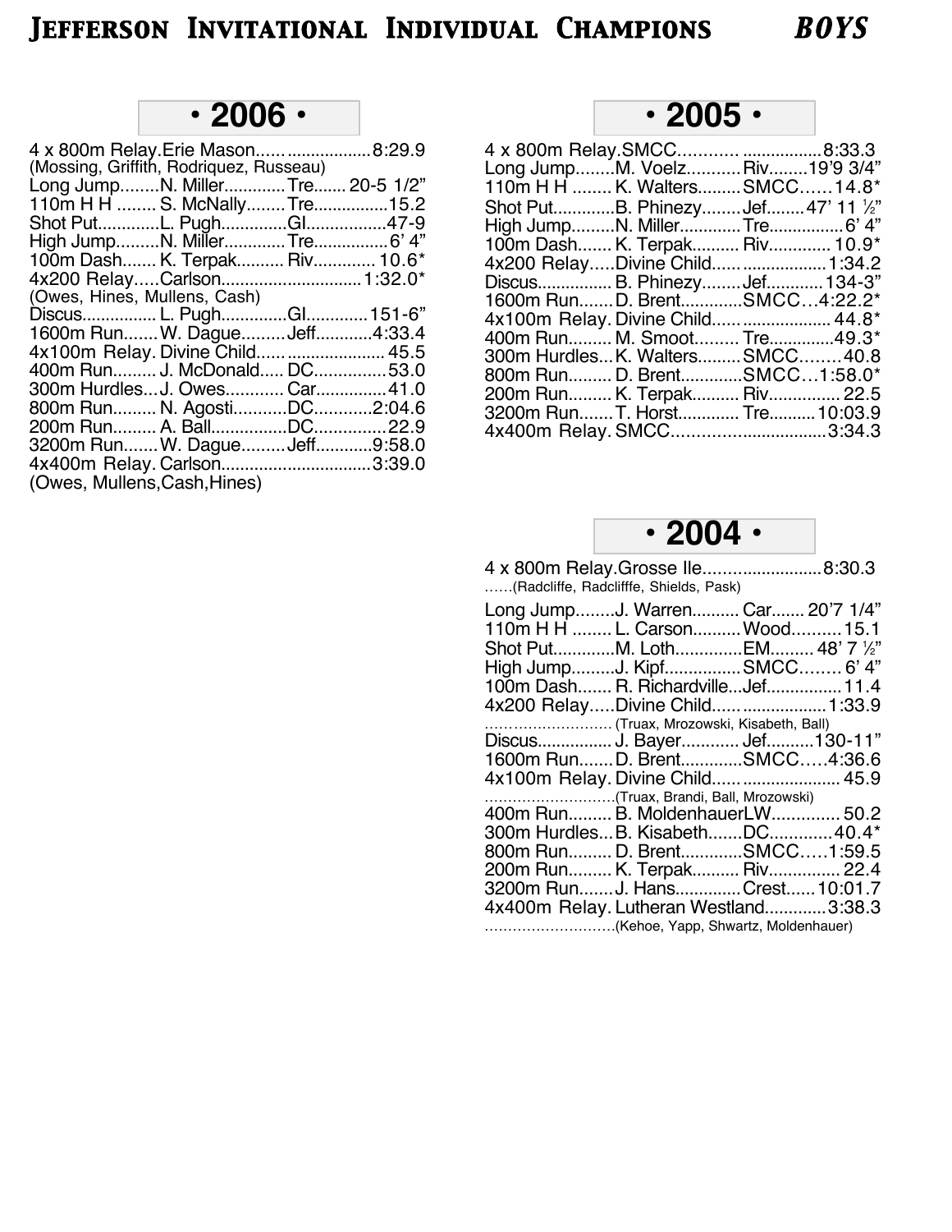# Jefferson Invitational Individual Champions *BOYS*

## • 2006 •

| Event | Name | School | Mark |
|---|---|---|---|
| 4 x 800m Relay | Erie Mason | | 8:29.9 |
| | (Mossing, Griffith, Rodriquez, Russeau) | | |
| Long Jump | N. Miller | Tre | 20-5 1/2" |
| 110m H H | S. McNally | Tre | 15.2 |
| Shot Put | L. Pugh | GI | 47-9 |
| High Jump | N. Miller | Tre | 6' 4" |
| 100m Dash | K. Terpak | Riv | 10.6* |
| 4x200 Relay | Carlson | | 1:32.0* |
| | (Owes, Hines, Mullens, Cash) | | |
| Discus | L. Pugh | GI | 151-6" |
| 1600m Run | W. Dague | Jeff | 4:33.4 |
| 4x100m Relay | Divine Child | | 45.5 |
| 400m Run | J. McDonald | DC | 53.0 |
| 300m Hurdles | J. Owes | Car | 41.0 |
| 800m Run | N. Agosti | DC | 2:04.6 |
| 200m Run | A. Ball | DC | 22.9 |
| 3200m Run | W. Dague | Jeff | 9:58.0 |
| 4x400m Relay | Carlson | | 3:39.0 |
| | (Owes, Mullens, Cash, Hines) | | |

## • 2005 •

| Event | Name | School | Mark |
|---|---|---|---|
| 4 x 800m Relay | SMCC | | 8:33.3 |
| Long Jump | M. Voelz | Riv | 19'9 3/4" |
| 110m H H | K. Walters | SMCC | 14.8* |
| Shot Put | B. Phinezy | Jef | 47' 11 ½" |
| High Jump | N. Miller | Tre | 6' 4" |
| 100m Dash | K. Terpak | Riv | 10.9* |
| 4x200 Relay | Divine Child | | 1:34.2 |
| Discus | B. Phinezy | Jef | 134-3" |
| 1600m Run | D. Brent | SMCC | 4:22.2* |
| 4x100m Relay | Divine Child | | 44.8* |
| 400m Run | M. Smoot | Tre | 49.3* |
| 300m Hurdles | K. Walters | SMCC | 40.8 |
| 800m Run | D. Brent | SMCC | 1:58.0* |
| 200m Run | K. Terpak | Riv | 22.5 |
| 3200m Run | T. Horst | Tre | 10:03.9 |
| 4x400m Relay | SMCC | | 3:34.3 |

## • 2004 •

| Event | Name | School | Mark |
|---|---|---|---|
| 4 x 800m Relay | Grosse Ile | | 8:30.3 |
| | (Radcliffe, Radclifffe, Shields, Pask) | | |
| Long Jump | J. Warren | Car | 20'7 1/4" |
| 110m H H | L. Carson | Wood | 15.1 |
| Shot Put | M. Loth | EM | 48' 7 ½" |
| High Jump | J. Kipf | SMCC | 6' 4" |
| 100m Dash | R. Richardville | Jef | 11.4 |
| 4x200 Relay | Divine Child | | 1:33.9 |
| | (Truax, Mrozowski, Kisabeth, Ball) | | |
| Discus | J. Bayer | Jef | 130-11" |
| 1600m Run | D. Brent | SMCC | 4:36.6 |
| 4x100m Relay | Divine Child | | 45.9 |
| | (Truax, Brandi, Ball, Mrozowski) | | |
| 400m Run | B. Moldenhauer | LW | 50.2 |
| 300m Hurdles | B. Kisabeth | DC | 40.4* |
| 800m Run | D. Brent | SMCC | 1:59.5 |
| 200m Run | K. Terpak | Riv | 22.4 |
| 3200m Run | J. Hans | Crest | 10:01.7 |
| 4x400m Relay | Lutheran Westland | | 3:38.3 |
| | (Kehoe, Yapp, Shwartz, Moldenhauer) | | |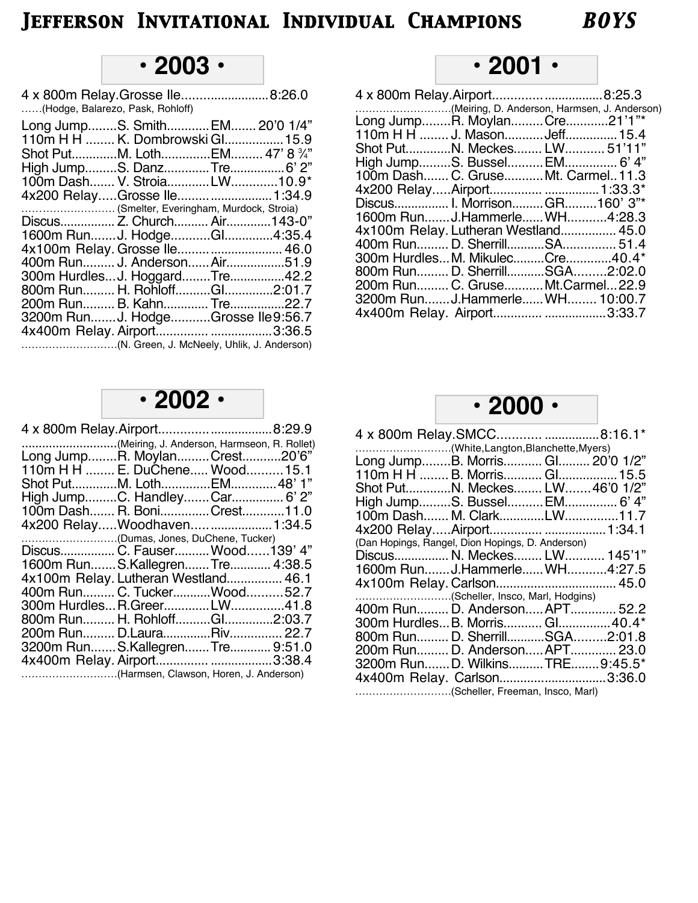# Jefferson Invitational Individual Champions *BOYS*

## • 2003 •

| Event | Name | School | Mark |
|---|---|---|---|
| 4 x 800m Relay | Grosse Ile | | 8:26.0 |
| | (Hodge, Balarezo, Pask, Rohloff) | | |
| Long Jump | S. Smith | EM | 20'0 1/4" |
| 110m H H | K. Dombrowski | GI | 15.9 |
| Shot Put | M. Loth | EM | 47' 8 ¾" |
| High Jump | S. Danz | Tre | 6' 2" |
| 100m Dash | V. Stroia | LW | 10.9* |
| 4x200 Relay | Grosse Ile | | 1:34.9 |
| | (Smelter, Everingham, Murdock, Stroia) | | |
| Discus | Z. Church | Air | 143-0" |
| 1600m Run | J. Hodge | GI | 4:35.4 |
| 4x100m Relay | Grosse Ile | | 46.0 |
| 400m Run | J. Anderson | Air | 51.9 |
| 300m Hurdles | J. Hoggard | Tre | 42.2 |
| 800m Run | H. Rohloff | GI | 2:01.7 |
| 200m Run | B. Kahn | Tre | 22.7 |
| 3200m Run | J. Hodge | Grosse Ile | 9:56.7 |
| 4x400m Relay | Airport | | 3:36.5 |
| | (N. Green, J. McNeely, Uhlik, J. Anderson) | | |

## • 2001 •

| Event | Name | School | Mark |
|---|---|---|---|
| 4 x 800m Relay | Airport | | 8:25.3 |
| | (Meiring, D. Anderson, Harmsen, J. Anderson) | | |
| Long Jump | R. Moylan | Cre | 21'1"* |
| 110m H H | J. Mason | Jeff | 15.4 |
| Shot Put | N. Meckes | LW | 51'11" |
| High Jump | S. Bussel | EM | 6' 4" |
| 100m Dash | C. Gruse | Mt. Carmel | 11.3 |
| 4x200 Relay | Airport | | 1:33.3* |
| Discus | I. Morrison | GR | 160' 3"* |
| 1600m Run | J.Hammerle | WH | 4:28.3 |
| 4x100m Relay | Lutheran Westland | | 45.0 |
| 400m Run | D. Sherrill | SA | 51.4 |
| 300m Hurdles | M. Mikulec | Cre | 40.4* |
| 800m Run | D. Sherrill | SGA | 2:02.0 |
| 200m Run | C. Gruse | Mt.Carmel | 22.9 |
| 3200m Run | J.Hammerle | WH | 10:00.7 |
| 4x400m Relay | Airport | | 3:33.7 |

## • 2002 •

| Event | Name | School | Mark |
|---|---|---|---|
| 4 x 800m Relay | Airport | | 8:29.9 |
| | (Meiring, J. Anderson, Harmseon, R. Rollet) | | |
| Long Jump | R. Moylan | Crest | 20'6" |
| 110m H H | E. DuChene | Wood | 15.1 |
| Shot Put | M. Loth | EM | 48' 1" |
| High Jump | C. Handley | Car | 6' 2" |
| 100m Dash | R. Boni | Crest | 11.0 |
| 4x200 Relay | Woodhaven | | 1:34.5 |
| | (Dumas, Jones, DuChene, Tucker) | | |
| Discus | C. Fauser | Wood | 139' 4" |
| 1600m Run | S.Kallegren | Tre | 4:38.5 |
| 4x100m Relay | Lutheran Westland | | 46.1 |
| 400m Run | C. Tucker | Wood | 52.7 |
| 300m Hurdles | R.Greer | LW | 41.8 |
| 800m Run | H. Rohloff | GI | 2:03.7 |
| 200m Run | D.Laura | Riv | 22.7 |
| 3200m Run | S.Kallegren | Tre | 9:51.0 |
| 4x400m Relay | Airport | | 3:38.4 |
| | (Harmsen, Clawson, Horen, J. Anderson) | | |

## • 2000 •

| Event | Name | School | Mark |
|---|---|---|---|
| 4 x 800m Relay | SMCC | | 8:16.1* |
| | (White,Langton,Blanchette,Myers) | | |
| Long Jump | B. Morris | GI | 20'0 1/2" |
| 110m H H | B. Morris | GI | 15.5 |
| Shot Put | N. Meckes | LW | 46'0 1/2" |
| High Jump | S. Bussel | EM | 6' 4" |
| 100m Dash | M. Clark | LW | 11.7 |
| 4x200 Relay | Airport | | 1:34.1 |
| | (Dan Hopings, Rangel, Dion Hopings, D. Anderson) | | |
| Discus | N. Meckes | LW | 145'1" |
| 1600m Run | J.Hammerle | WH | 4:27.5 |
| 4x100m Relay | Carlson | | 45.0 |
| | (Scheller, Insco, Marl, Hodgins) | | |
| 400m Run | D. Anderson | APT | 52.2 |
| 300m Hurdles | B. Morris | GI | 40.4* |
| 800m Run | D. Sherrill | SGA | 2:01.8 |
| 200m Run | D. Anderson | APT | 23.0 |
| 3200m Run | D. Wilkins | TRE | 9:45.5* |
| 4x400m Relay | Carlson | | 3:36.0 |
| | (Scheller, Freeman, Insco, Marl) | | |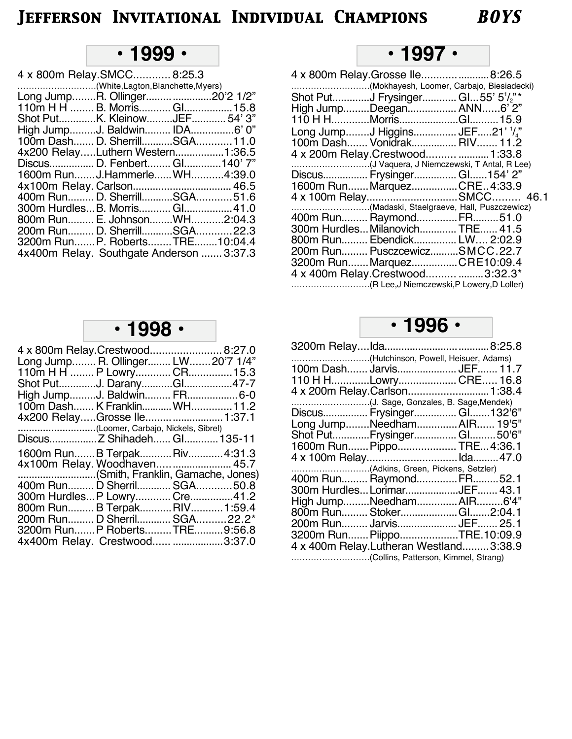# Jefferson Invitational Individual Champions *BOYS*

## • 1999 •

4 x 800m Relay.SMCC............ 8:25.3
............................(White,Lagton,Blanchette,Myers)
Long Jump........R. Ollinger........ .............20'2 1/2"
110m H H ........ B. Morris........... GI.................15.8
Shot Put.............K. Kleinow.........JEF............ 54' 3"
High Jump.........J. Baldwin......... IDA..............6' 0"
100m Dash........ D. Sherrill...........SGA............11.0
4x200 Relay.....Luthern Western................1:36.5
Discus............... D. Fenbert........ GI............140' 7"
1600m Run.......J.Hammerle......WH...........4:39.0
4x100m Relay. Carlson.................................. 46.5
400m Run......... D. Sherrill...........SGA............51.6
300m Hurdles... B. Morris........... GI.................41.0
800m Run......... E. Johnson........WH...........2:04.3
200m Run......... D. Sherrill...........SGA............22.3
3200m Run.......P. Roberts........TRE........10:04.4
4x400m Relay. Southgate Anderson ....... 3:37.3

## • 1997 •

4 x 800m Relay.Grosse Ile.......... ...........8:26.5
............................(Mokhayesh, Loomer, Carbajo, Biesiadecki)
Shot Put.............J Frysinger............ GI...55' 5½"*
High Jump.........Deegan................. ANN......6' 2"
110 H H.............Morris.....................GI..........15.9
Long Jump........J Higgins............... JEF.....21' ¼"
100m Dash....... Vonidrak............... RIV....... 11.2
4 x 200m Relay.Crestwood......... ...........1:33.8
............................(J Vaquera, J Niemczewski, T Antal, R Lee)
Discus............... Frysinger............... GI......154' 2"
1600m Run....... Marquez................CRE..4:33.9
4 x 100m Relay...............................SMCC......... 46.1
............................(Madaski, Staelgraeve, Hall, Puszczewicz)
400m Run......... Raymond..............FR.........51.0
300m Hurdles... Milanovich............. TRE...... 41.5
800m Run......... Ebendick............... LW.... 2:02.9
200m Run......... Pusczcewicz..........SMCC.22.7
3200m Run....... Marquez................CRE10:09.4
4 x 400m Relay.Crestwood......... .........3:32.3*
............................(R Lee,J Niemczewski,P Lowery,D Loller)

## • 1998 •

4 x 800m Relay.Crestwood........................8:27.0
Long Jump........ R. Ollinger........ LW.......20'7 1/4"
110m H H ........ P Lowry............ CR...............15.3
Shot Put.............J. Darany...........GI.................47-7
High Jump.........J. Baldwin......... FR..................6-0
100m Dash....... K Franklin...........WH..............11.2
4x200 Relay.....Grosse Ile.......... .................1:37.1
............................(Loomer, Carbajo, Nickels, Sibrel)
Discus................Z Shihadeh...... GI............135-11
1600m Run....... B Terpak............ Riv............4:31.3
4x100m Relay. Woodhaven..... ..................... 45.7
............................(Smith, Franklin, Gamache, Jones)
400m Run......... D Sherril............ SGA............50.8
300m Hurdles... P Lowry............ Cre...............41.2
800m Run......... B Terpak............ RIV...........1:59.4
200m Run......... D Sherril............ SGA..........22.2*
3200m Run....... P Roberts..........TRE..........9:56.8
4x400m Relay. Crestwood...... ..................3:37.0

## • 1996 •

3200m Relay....Ida...................... ...........8:25.8
............................(Hutchinson, Powell, Heisuer, Adams)
100m Dash....... Jarvis..................... JEF....... 11.7
110 H H.............Lowry..................... CRE..... 16.8
4 x 200m Relay.Carlson............................1:38.4
............................(J. Sage, Gonzales, B. Sage,Mendek)
Discus............... Frysinger............... GI.......132'6"
Long Jump........Needham.............. AIR...... 19'5"
Shot Put.............Frysinger............... GI.........50'6"
1600m Run....... Pippo..................... TRE...4:36.1
4 x 100m Relay................................Ida.........47.0
............................(Adkins, Green, Pickens, Setzler)
400m Run......... Raymond..............FR.........52.1
300m Hurdles... Lorimar...................JEF....... 43.1
High Jump.........Needham..............AIR.........6'4"
800m Run......... Stoker..................... GI.......2:04.1
200m Run......... Jarvis..................... JEF....... 25.1
3200m Run....... Piippo.....................TRE.10:09.9
4 x 400m Relay.Lutheran Westland.........3:38.9
............................(Collins, Patterson, Kimmel, Strang)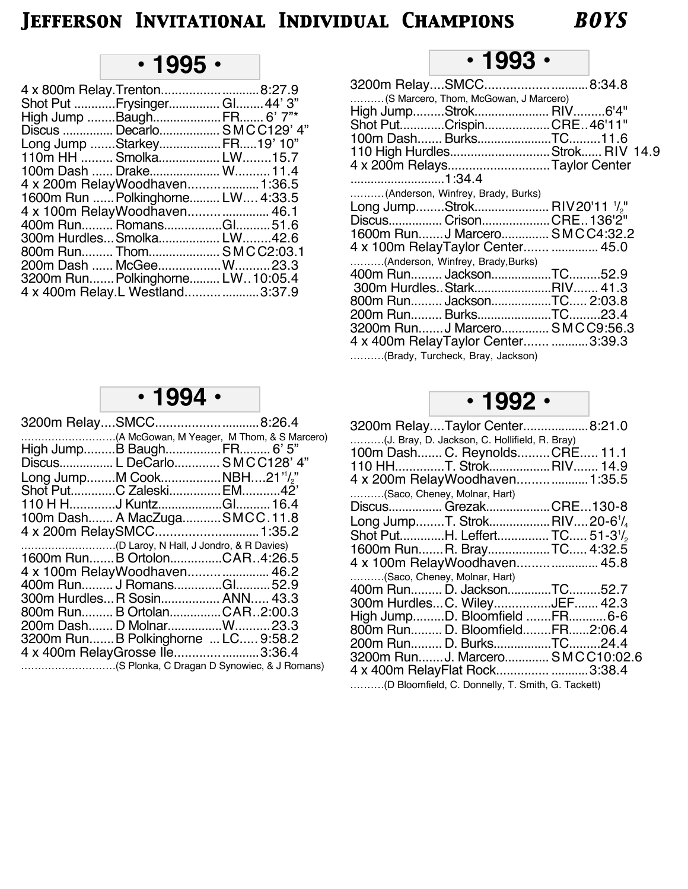# Jefferson Invitational Individual Champions — *BOYS*

## • 1995 •

| Event | Name | School | Mark |
|---|---|---|---|
| 4 x 800m Relay | Trenton | | 8:27.9 |
| Shot Put | Frysinger | GI | 44' 3" |
| High Jump | Baugh | FR | 6' 7"* |
| Discus | Decarlo | SMCC | 129' 4" |
| Long Jump | Starkey | FR | 19' 10" |
| 110m HH | Smolka | LW | 15.7 |
| 100m Dash | Drake | W | 11.4 |
| 4 x 200m Relay | Woodhaven | | 1:36.5 |
| 1600m Run | Polkinghorne | LW | 4:33.5 |
| 4 x 100m Relay | Woodhaven | | 46.1 |
| 400m Run | Romans | GI | 51.6 |
| 300m Hurdles | Smolka | LW | 42.6 |
| 800m Run | Thom | SMCC | 2:03.1 |
| 200m Dash | McGee | W | 23.3 |
| 3200m Run | Polkinghorne | LW | 10:05.4 |
| 4 x 400m Relay | L Westland | | 3:37.9 |

## • 1994 •

| Event | Name | School | Mark |
|---|---|---|---|
| 3200m Relay | SMCC (A McGowan, M Yeager, M Thom, & S Marcero) | | 8:26.4 |
| High Jump | B Baugh | FR | 6' 5" |
| Discus | L DeCarlo | SMCC | 128' 4" |
| Long Jump | M Cook | NBH | 21'1/2" |
| Shot Put | C Zaleski | EM | 42' |
| 110 H H | J Kuntz | GI | 16.4 |
| 100m Dash | A MacZuga | SMCC | 11.8 |
| 4 x 200m Relay | SMCC (D Laroy, N Hall, J Jondro, & R Davies) | | 1:35.2 |
| 1600m Run | B Ortolon | CAR | 4:26.5 |
| 4 x 100m Relay | Woodhaven | | 46.2 |
| 400m Run | J Romans | GI | 52.9 |
| 300m Hurdles | R Sosin | ANN | 43.3 |
| 800m Run | B Ortolan | CAR | 2:00.3 |
| 200m Dash | D Molnar | W | 23.3 |
| 3200m Run | B Polkinghorne | LC | 9:58.2 |
| 4 x 400m Relay | Grosse Ile (S Plonka, C Dragan D Synowiec, & J Romans) | | 3:36.4 |

## • 1993 •

| Event | Name | School | Mark |
|---|---|---|---|
| 3200m Relay | SMCC (S Marcero, Thom, McGowan, J Marcero) | | 8:34.8 |
| High Jump | Strok | RIV | 6'4" |
| Shot Put | Crispin | CRE | 46'11" |
| 100m Dash | Burks | TC | 11.6 |
| 110 High Hurdles | Strok | RIV | 14.9 |
| 4 x 200m Relays | Taylor Center (Anderson, Winfrey, Brady, Burks) | | 1:34.4 |
| Long Jump | Strok | RIV | 20'11 1/2" |
| Discus | Crison | CRE | 136'2" |
| 1600m Run | J Marcero | SMCC | 4:32.2 |
| 4 x 100m Relay | Taylor Center (Anderson, Winfrey, Brady, Burks) | | 45.0 |
| 400m Run | Jackson | TC | 52.9 |
| 300m Hurdles | Stark | RIV | 41.3 |
| 800m Run | Jackson | TC | 2:03.8 |
| 200m Run | Burks | TC | 23.4 |
| 3200m Run | J Marcero | SMCC | 9:56.3 |
| 4 x 400m Relay | Taylor Center (Brady, Turcheck, Bray, Jackson) | | 3:39.3 |

## • 1992 •

| Event | Name | School | Mark |
|---|---|---|---|
| 3200m Relay | Taylor Center (J. Bray, D. Jackson, C. Hollifield, R. Bray) | | 8:21.0 |
| 100m Dash | C. Reynolds | CRE | 11.1 |
| 110 HH | T. Strok | RIV | 14.9 |
| 4 x 200m Relay | Woodhaven (Saco, Cheney, Molnar, Hart) | | 1:35.5 |
| Discus | Grezak | CRE | 130-8 |
| Long Jump | T. Strok | RIV | 20-6 1/4 |
| Shot Put | H. Leffert | TC | 51-3 1/2 |
| 1600m Run | R. Bray | TC | 4:32.5 |
| 4 x 100m Relay | Woodhaven (Saco, Cheney, Molnar, Hart) | | 45.8 |
| 400m Run | D. Jackson | TC | 52.7 |
| 300m Hurdles | C. Wiley | JEF | 42.3 |
| High Jump | D. Bloomfield | FR | 6-6 |
| 800m Run | D. Bloomfield | FR | 2:06.4 |
| 200m Run | D. Burks | TC | 24.4 |
| 3200m Run | J. Marcero | SMCC | 10:02.6 |
| 4 x 400m Relay | Flat Rock (D Bloomfield, C. Donnelly, T. Smith, G. Tackett) | | 3:38.4 |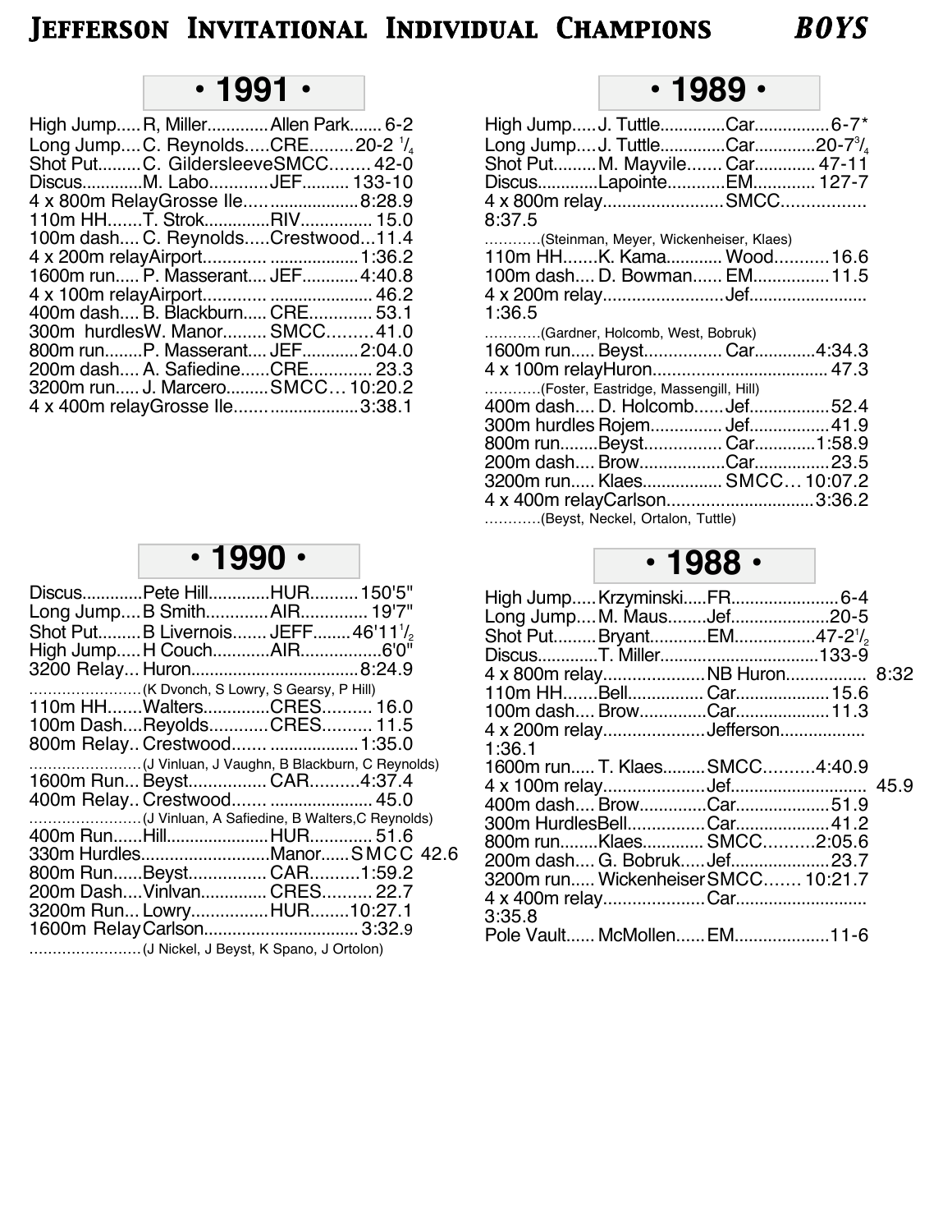# Jefferson Invitational Individual Champions *BOYS*

## • 1991 •

| Event | Name | School | Mark |
|---|---|---|---|
| High Jump | R, Miller | Allen Park | 6-2 |
| Long Jump | C. Reynolds | CRE | 20-2 1/4 |
| Shot Put | C. Gildersleeve | SMCC | 42-0 |
| Discus | M. Labo | JEF | 133-10 |
| 4 x 800m Relay | Grosse Ile | | 8:28.9 |
| 110m HH | T. Strok | RIV | 15.0 |
| 100m dash | C. Reynolds | Crestwood | 11.4 |
| 4 x 200m relay | Airport | | 1:36.2 |
| 1600m run | P. Masserant | JEF | 4:40.8 |
| 4 x 100m relay | Airport | | 46.2 |
| 400m dash | B. Blackburn | CRE | 53.1 |
| 300m hurdles | W. Manor | SMCC | 41.0 |
| 800m run | P. Masserant | JEF | 2:04.0 |
| 200m dash | A. Safiedine | CRE | 23.3 |
| 3200m run | J. Marcero | SMCC | 10:20.2 |
| 4 x 400m relay | Grosse Ile | | 3:38.1 |

## • 1990 •

| Event | Name | School | Mark |
|---|---|---|---|
| Discus | Pete Hill | HUR | 150'5" |
| Long Jump | B Smith | AIR | 19'7" |
| Shot Put | B Livernois | JEFF | 46'11 1/2 |
| High Jump | H Couch | AIR | 6'0" |
| 3200 Relay | Huron | | 8:24.9 |
| | (K Dvonch, S Lowry, S Gearsy, P Hill) | | |
| 110m HH | Walters | CRES | 16.0 |
| 100m Dash | Reyolds | CRES | 11.5 |
| 800m Relay | Crestwood | | 1:35.0 |
| | (J Vinluan, J Vaughn, B Blackburn, C Reynolds) | | |
| 1600m Run | Beyst | CAR | 4:37.4 |
| 400m Relay | Crestwood | | 45.0 |
| | (J Vinluan, A Safiedine, B Walters,C Reynolds) | | |
| 400m Run | Hill | HUR | 51.6 |
| 330m Hurdles | Manor | SMCC | 42.6 |
| 800m Run | Beyst | CAR | 1:59.2 |
| 200m Dash | Vinlvan | CRES | 22.7 |
| 3200m Run | Lowry | HUR | 10:27.1 |
| 1600m Relay | Carlson | | 3:32.9 |
| | (J Nickel, J Beyst, K Spano, J Ortolon) | | |

## • 1989 •

| Event | Name | School | Mark |
|---|---|---|---|
| High Jump | J. Tuttle | Car | 6-7* |
| Long Jump | J. Tuttle | Car | 20-7 3/4 |
| Shot Put | M. Mayvile | Car | 47-11 |
| Discus | Lapointe | EM | 127-7 |
| 4 x 800m relay | | SMCC | 8:37.5 |
| | (Steinman, Meyer, Wickenheiser, Klaes) | | |
| 110m HH | K. Kama | Wood | 16.6 |
| 100m dash | D. Bowman | EM | 11.5 |
| 4 x 200m relay | | Jef | 1:36.5 |
| | (Gardner, Holcomb, West, Bobruk) | | |
| 1600m run | Beyst | Car | 4:34.3 |
| 4 x 100m relay | Huron | | 47.3 |
| | (Foster, Eastridge, Massengill, Hill) | | |
| 400m dash | D. Holcomb | Jef | 52.4 |
| 300m hurdles | Rojem | Jef | 41.9 |
| 800m run | Beyst | Car | 1:58.9 |
| 200m dash | Brow | Car | 23.5 |
| 3200m run | Klaes | SMCC | 10:07.2 |
| 4 x 400m relay | Carlson | | 3:36.2 |
| | (Beyst, Neckel, Ortalon, Tuttle) | | |

## • 1988 •

| Event | Name | School | Mark |
|---|---|---|---|
| High Jump | Krzyminski | FR | 6-4 |
| Long Jump | M. Maus | Jef | 20-5 |
| Shot Put | Bryant | EM | 47-2 1/2 |
| Discus | T. Miller | | 133-9 |
| 4 x 800m relay | | NB Huron | 8:32 |
| 110m HH | Bell | Car | 15.6 |
| 100m dash | Brow | Car | 11.3 |
| 4 x 200m relay | | Jefferson | 1:36.1 |
| 1600m run | T. Klaes | SMCC | 4:40.9 |
| 4 x 100m relay | | Jef | 45.9 |
| 400m dash | Brow | Car | 51.9 |
| 300m Hurdles | Bell | Car | 41.2 |
| 800m run | Klaes | SMCC | 2:05.6 |
| 200m dash | G. Bobruk | Jef | 23.7 |
| 3200m run | Wickenheiser | SMCC | 10:21.7 |
| 4 x 400m relay | | Car | 3:35.8 |
| Pole Vault | McMollen | EM | 11-6 |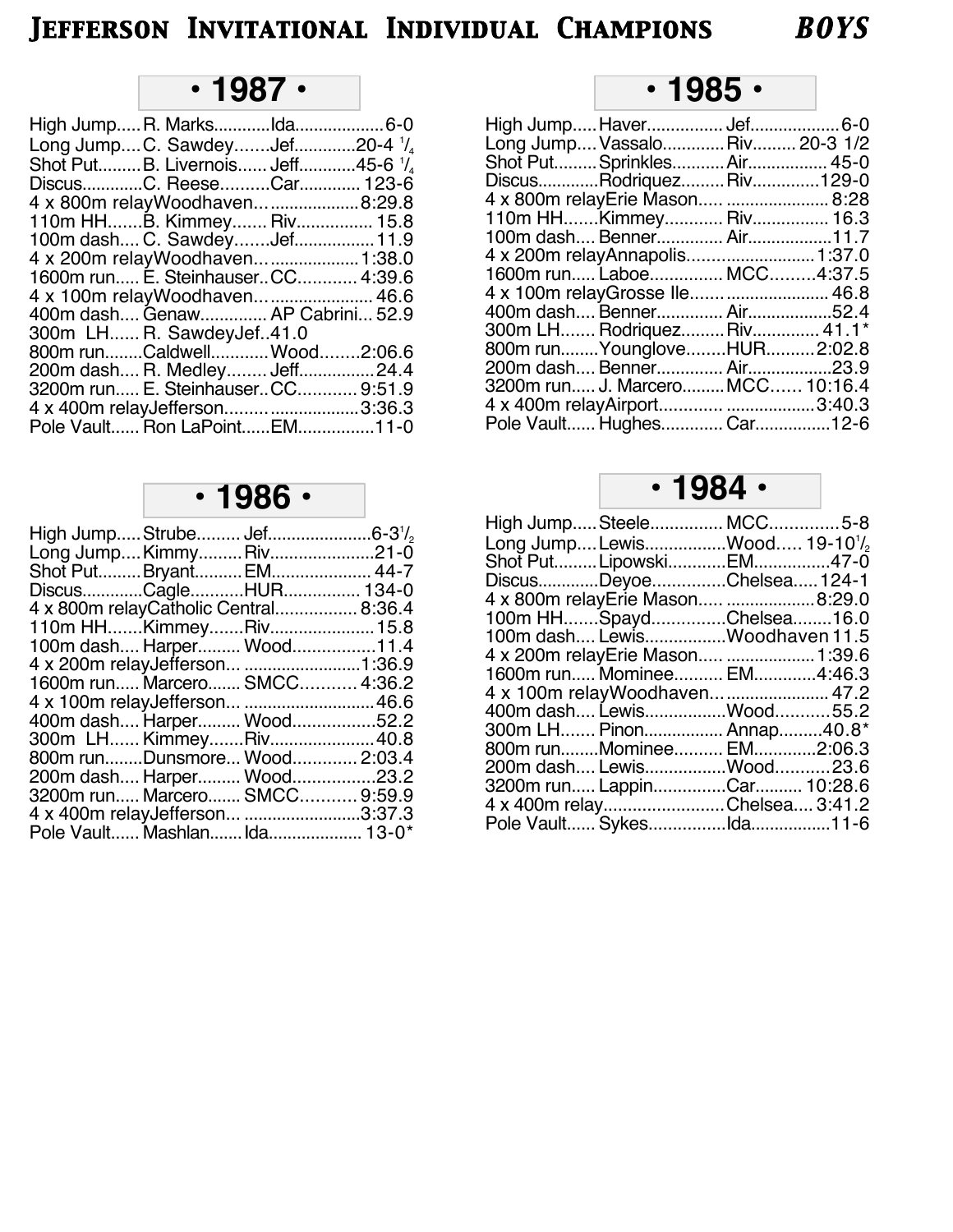# Jefferson Invitational Individual Champions *BOYS*

## • 1987 •

| | | | |
|---|---|---|---|
| High Jump | R. Marks | Ida | 6-0 |
| Long Jump | C. Sawdey | Jef | 20-4 1/4 |
| Shot Put | B. Livernois | Jeff | 45-6 1/4 |
| Discus | C. Reese | Car | 123-6 |
| 4 x 800m relay | Woodhaven | | 8:29.8 |
| 110m HH | B. Kimmey | Riv | 15.8 |
| 100m dash | C. Sawdey | Jef | 11.9 |
| 4 x 200m relay | Woodhaven | | 1:38.0 |
| 1600m run | E. Steinhauser | CC | 4:39.6 |
| 4 x 100m relay | Woodhaven | | 46.6 |
| 400m dash | Genaw | AP Cabrini | 52.9 |
| 300m LH | R. Sawdey | Jef | 41.0 |
| 800m run | Caldwell | Wood | 2:06.6 |
| 200m dash | R. Medley | Jeff | 24.4 |
| 3200m run | E. Steinhauser | CC | 9:51.9 |
| 4 x 400m relay | Jefferson | | 3:36.3 |
| Pole Vault | Ron LaPoint | EM | 11-0 |

## • 1986 •

| | | | |
|---|---|---|---|
| High Jump | Strube | Jef | 6-3 1/2 |
| Long Jump | Kimmy | Riv | 21-0 |
| Shot Put | Bryant | EM | 44-7 |
| Discus | Cagle | HUR | 134-0 |
| 4 x 800m relay | Catholic Central | | 8:36.4 |
| 110m HH | Kimmey | Riv | 15.8 |
| 100m dash | Harper | Wood | 11.4 |
| 4 x 200m relay | Jefferson | | 1:36.9 |
| 1600m run | Marcero | SMCC | 4:36.2 |
| 4 x 100m relay | Jefferson | | 46.6 |
| 400m dash | Harper | Wood | 52.2 |
| 300m LH | Kimmey | Riv | 40.8 |
| 800m run | Dunsmore | Wood | 2:03.4 |
| 200m dash | Harper | Wood | 23.2 |
| 3200m run | Marcero | SMCC | 9:59.9 |
| 4 x 400m relay | Jefferson | | 3:37.3 |
| Pole Vault | Mashlan | Ida | 13-0* |

## • 1985 •

| | | | |
|---|---|---|---|
| High Jump | Haver | Jef | 6-0 |
| Long Jump | Vassalo | Riv | 20-3 1/2 |
| Shot Put | Sprinkles | Air | 45-0 |
| Discus | Rodriquez | Riv | 129-0 |
| 4 x 800m relay | Erie Mason | | 8:28 |
| 110m HH | Kimmey | Riv | 16.3 |
| 100m dash | Benner | Air | 11.7 |
| 4 x 200m relay | Annapolis | | 1:37.0 |
| 1600m run | Laboe | MCC | 4:37.5 |
| 4 x 100m relay | Grosse Ile | | 46.8 |
| 400m dash | Benner | Air | 52.4 |
| 300m LH | Rodriquez | Riv | 41.1* |
| 800m run | Younglove | HUR | 2:02.8 |
| 200m dash | Benner | Air | 23.9 |
| 3200m run | J. Marcero | MCC | 10:16.4 |
| 4 x 400m relay | Airport | | 3:40.3 |
| Pole Vault | Hughes | Car | 12-6 |

## • 1984 •

| | | | |
|---|---|---|---|
| High Jump | Steele | MCC | 5-8 |
| Long Jump | Lewis | Wood | 19-10 1/2 |
| Shot Put | Lipowski | EM | 47-0 |
| Discus | Deyoe | Chelsea | 124-1 |
| 4 x 800m relay | Erie Mason | | 8:29.0 |
| 100m HH | Spayd | Chelsea | 16.0 |
| 100m dash | Lewis | Woodhaven | 11.5 |
| 4 x 200m relay | Erie Mason | | 1:39.6 |
| 1600m run | Mominee | EM | 4:46.3 |
| 4 x 100m relay | Woodhaven | | 47.2 |
| 400m dash | Lewis | Wood | 55.2 |
| 300m LH | Pinon | Annap | 40.8* |
| 800m run | Mominee | EM | 2:06.3 |
| 200m dash | Lewis | Wood | 23.6 |
| 3200m run | Lappin | Car | 10:28.6 |
| 4 x 400m relay | | Chelsea | 3:41.2 |
| Pole Vault | Sykes | Ida | 11-6 |